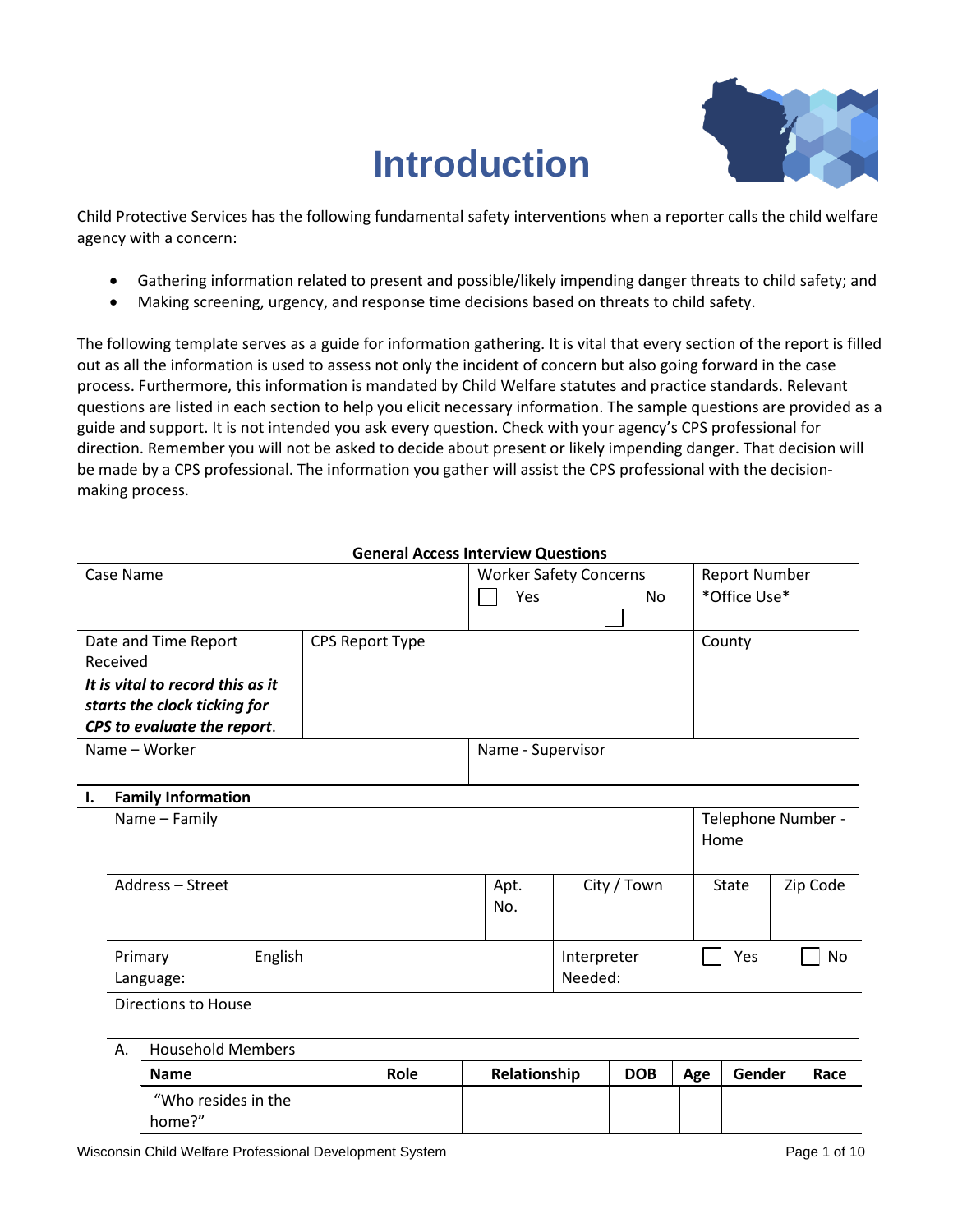# Introduction

Child Protective Services has the following fundamental safety interventions when a reporter calls the child welfare agency with a concern:

- Gathering information related to present and possible/likely impending danger threats to child safety; and
- Making screening, urgency, and response time decisions based on threats to child safety.

The following template serves as a guide for information gathering. It is vital that every section of the report is filled out as all the information is used to assess not only the incident of concern but also going forward in the case process. Furthermore, this information is mandated by Child Welfare statutes and practice standards. Relevant questions are listed in each section to help you elicit necessary information. The sample questions are provided as a guide and support. It is not intended you ask every question. Check with your agency's CPS professional for direction. Remember you will not be asked to decide about present or likely impending danger. That decision will be made by a CPS professional. The information you gather will assist the CPS professional with the decision-making process.

**General Access Interview Questions**

| Case Name | | Worker Safety Concerns ☐ Yes ☐ No | Report Number *Office Use* |
|---|---|---|---|
| Date and Time Report Received *It is vital to record this as it starts the clock ticking for CPS to evaluate the report.* | CPS Report Type | | County |
| Name – Worker | | Name - Supervisor | |

**I. Family Information**

| Name – Family | | | | Telephone Number - Home | |
|---|---|---|---|---|---|
| Address – Street | Apt. No. | City / Town | | State | Zip Code |
| Primary Language: English | | Interpreter Needed: | | ☐ Yes | ☐ No |
| Directions to House | | | | | |

A. Household Members

| Name | Role | Relationship | DOB | Age | Gender | Race |
|---|---|---|---|---|---|---|
| "Who resides in the home?" | | | | | | |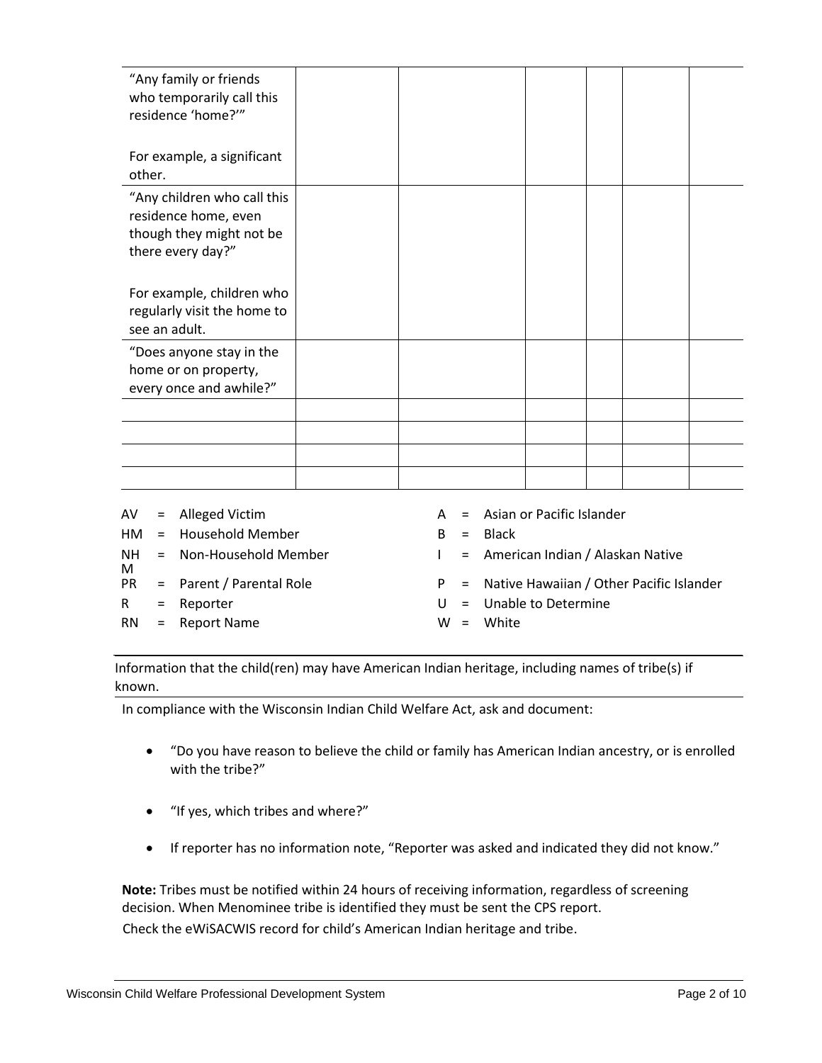| | | | | | | |
|---|---|---|---|---|---|---|
| "Any family or friends who temporarily call this residence 'home?'"<br><br>For example, a significant other. | | | | | | |
| "Any children who call this residence home, even though they might not be there every day?"<br><br>For example, children who regularly visit the home to see an adult. | | | | | | |
| "Does anyone stay in the home or on property, every once and awhile?" | | | | | | |
| | | | | | | |
| | | | | | | |
| | | | | | | |
| | | | | | | |

AV = Alleged Victim
HM = Household Member
NHM = Non-Household Member
PR = Parent / Parental Role
R = Reporter
RN = Report Name

A = Asian or Pacific Islander
B = Black
I = American Indian / Alaskan Native
P = Native Hawaiian / Other Pacific Islander
U = Unable to Determine
W = White

Information that the child(ren) may have American Indian heritage, including names of tribe(s) if known.

In compliance with the Wisconsin Indian Child Welfare Act, ask and document:

- "Do you have reason to believe the child or family has American Indian ancestry, or is enrolled with the tribe?"
- "If yes, which tribes and where?"
- If reporter has no information note, "Reporter was asked and indicated they did not know."

**Note:** Tribes must be notified within 24 hours of receiving information, regardless of screening decision. When Menominee tribe is identified they must be sent the CPS report.
Check the eWiSACWIS record for child's American Indian heritage and tribe.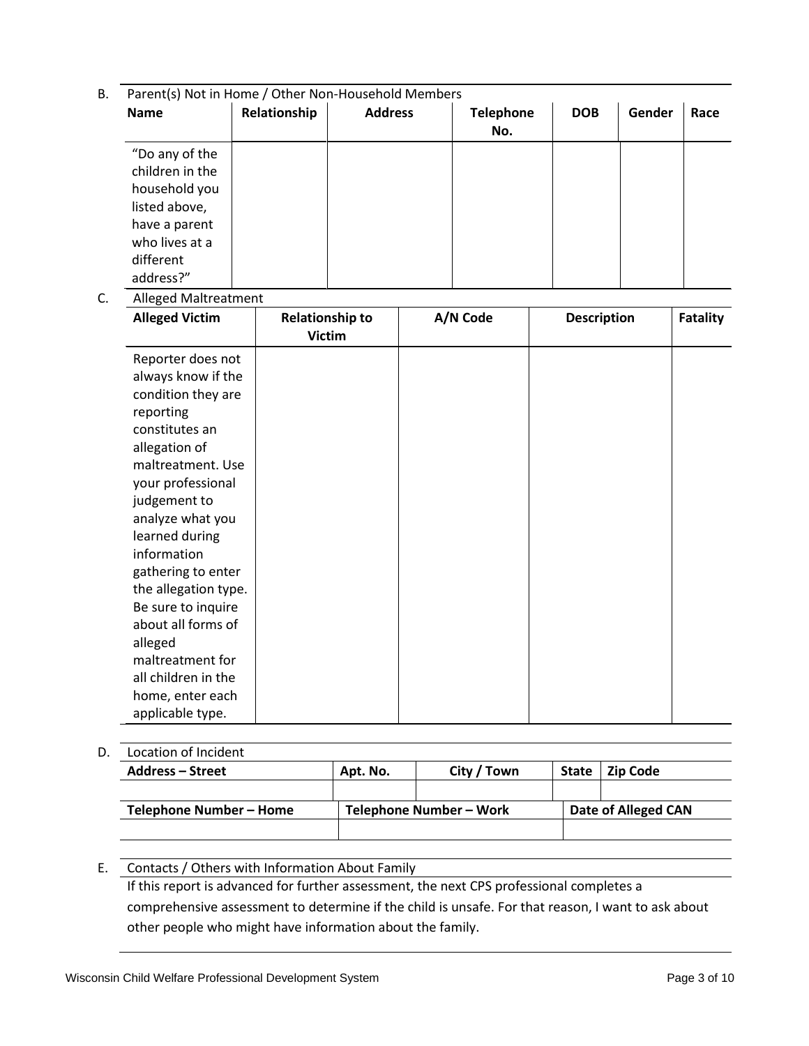B. Parent(s) Not in Home / Other Non-Household Members

| Name | Relationship | Address | Telephone No. | DOB | Gender | Race |
|---|---|---|---|---|---|---|
| "Do any of the children in the household you listed above, have a parent who lives at a different address?" | | | | | | |

C. Alleged Maltreatment

| Alleged Victim | Relationship to Victim | A/N Code | Description | Fatality |
|---|---|---|---|---|
| Reporter does not always know if the condition they are reporting constitutes an allegation of maltreatment. Use your professional judgement to analyze what you learned during information gathering to enter the allegation type. Be sure to inquire about all forms of alleged maltreatment for all children in the home, enter each applicable type. | | | | |

D. Location of Incident

| Address – Street | Apt. No. | City / Town | State | Zip Code |
|---|---|---|---|---|
| | | | | |

| Telephone Number – Home | Telephone Number – Work | Date of Alleged CAN |
|---|---|---|
| | | |

E. Contacts / Others with Information About Family

If this report is advanced for further assessment, the next CPS professional completes a comprehensive assessment to determine if the child is unsafe. For that reason, I want to ask about other people who might have information about the family.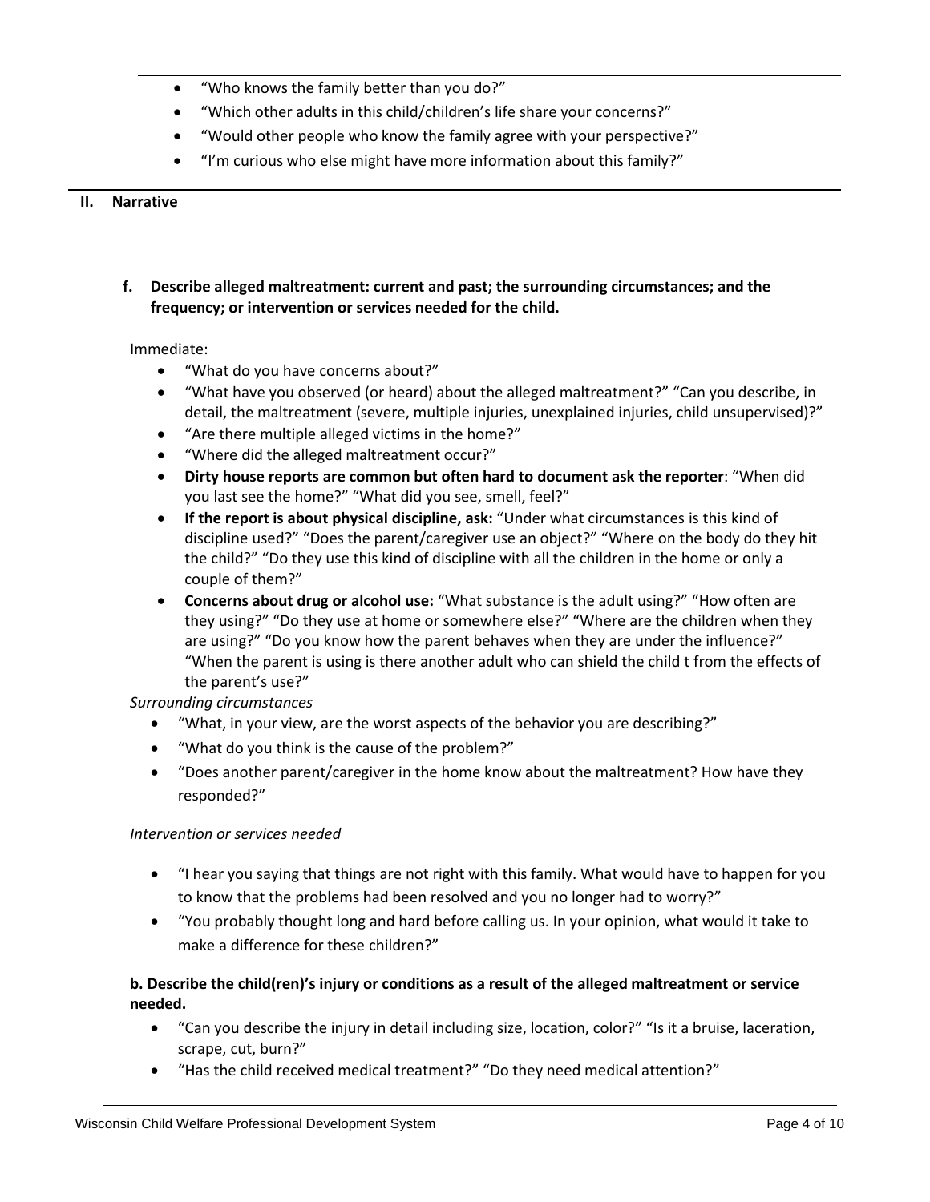- "Who knows the family better than you do?"
- "Which other adults in this child/children's life share your concerns?"
- "Would other people who know the family agree with your perspective?"
- "I'm curious who else might have more information about this family?"

## II. Narrative

**f. Describe alleged maltreatment: current and past; the surrounding circumstances; and the frequency; or intervention or services needed for the child.**

Immediate:

- "What do you have concerns about?"
- "What have you observed (or heard) about the alleged maltreatment?" "Can you describe, in detail, the maltreatment (severe, multiple injuries, unexplained injuries, child unsupervised)?"
- "Are there multiple alleged victims in the home?"
- "Where did the alleged maltreatment occur?"
- **Dirty house reports are common but often hard to document ask the reporter**: "When did you last see the home?" "What did you see, smell, feel?"
- **If the report is about physical discipline, ask:** "Under what circumstances is this kind of discipline used?" "Does the parent/caregiver use an object?" "Where on the body do they hit the child?" "Do they use this kind of discipline with all the children in the home or only a couple of them?"
- **Concerns about drug or alcohol use:** "What substance is the adult using?" "How often are they using?" "Do they use at home or somewhere else?" "Where are the children when they are using?" "Do you know how the parent behaves when they are under the influence?" "When the parent is using is there another adult who can shield the child t from the effects of the parent's use?"

*Surrounding circumstances*

- "What, in your view, are the worst aspects of the behavior you are describing?"
- "What do you think is the cause of the problem?"
- "Does another parent/caregiver in the home know about the maltreatment? How have they responded?"

*Intervention or services needed*

- "I hear you saying that things are not right with this family. What would have to happen for you to know that the problems had been resolved and you no longer had to worry?"
- "You probably thought long and hard before calling us. In your opinion, what would it take to make a difference for these children?"

**b. Describe the child(ren)'s injury or conditions as a result of the alleged maltreatment or service needed.**

- "Can you describe the injury in detail including size, location, color?" "Is it a bruise, laceration, scrape, cut, burn?"
- "Has the child received medical treatment?" "Do they need medical attention?"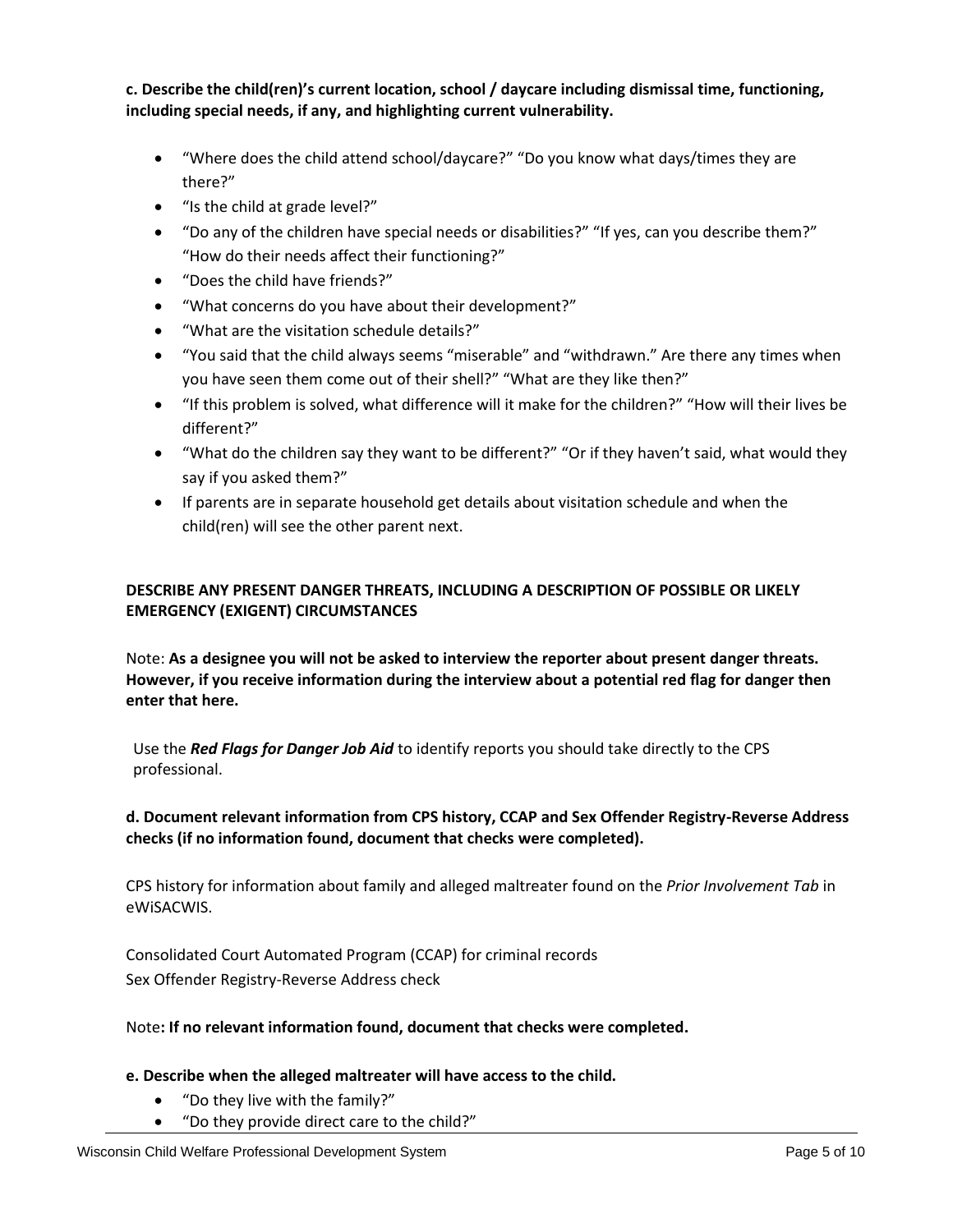**c. Describe the child(ren)'s current location, school / daycare including dismissal time, functioning, including special needs, if any, and highlighting current vulnerability.**

- "Where does the child attend school/daycare?" "Do you know what days/times they are there?"
- "Is the child at grade level?"
- "Do any of the children have special needs or disabilities?" "If yes, can you describe them?" "How do their needs affect their functioning?"
- "Does the child have friends?"
- "What concerns do you have about their development?"
- "What are the visitation schedule details?"
- "You said that the child always seems "miserable" and "withdrawn." Are there any times when you have seen them come out of their shell?" "What are they like then?"
- "If this problem is solved, what difference will it make for the children?" "How will their lives be different?"
- "What do the children say they want to be different?" "Or if they haven't said, what would they say if you asked them?"
- If parents are in separate household get details about visitation schedule and when the child(ren) will see the other parent next.

**DESCRIBE ANY PRESENT DANGER THREATS, INCLUDING A DESCRIPTION OF POSSIBLE OR LIKELY EMERGENCY (EXIGENT) CIRCUMSTANCES**

Note: **As a designee you will not be asked to interview the reporter about present danger threats. However, if you receive information during the interview about a potential red flag for danger then enter that here.**

Use the ***Red Flags for Danger Job Aid*** to identify reports you should take directly to the CPS professional.

**d. Document relevant information from CPS history, CCAP and Sex Offender Registry-Reverse Address checks (if no information found, document that checks were completed).**

CPS history for information about family and alleged maltreater found on the *Prior Involvement Tab* in eWiSACWIS.

Consolidated Court Automated Program (CCAP) for criminal records
Sex Offender Registry-Reverse Address check

Note**: If no relevant information found, document that checks were completed.**

**e. Describe when the alleged maltreater will have access to the child.**

- "Do they live with the family?"
- "Do they provide direct care to the child?"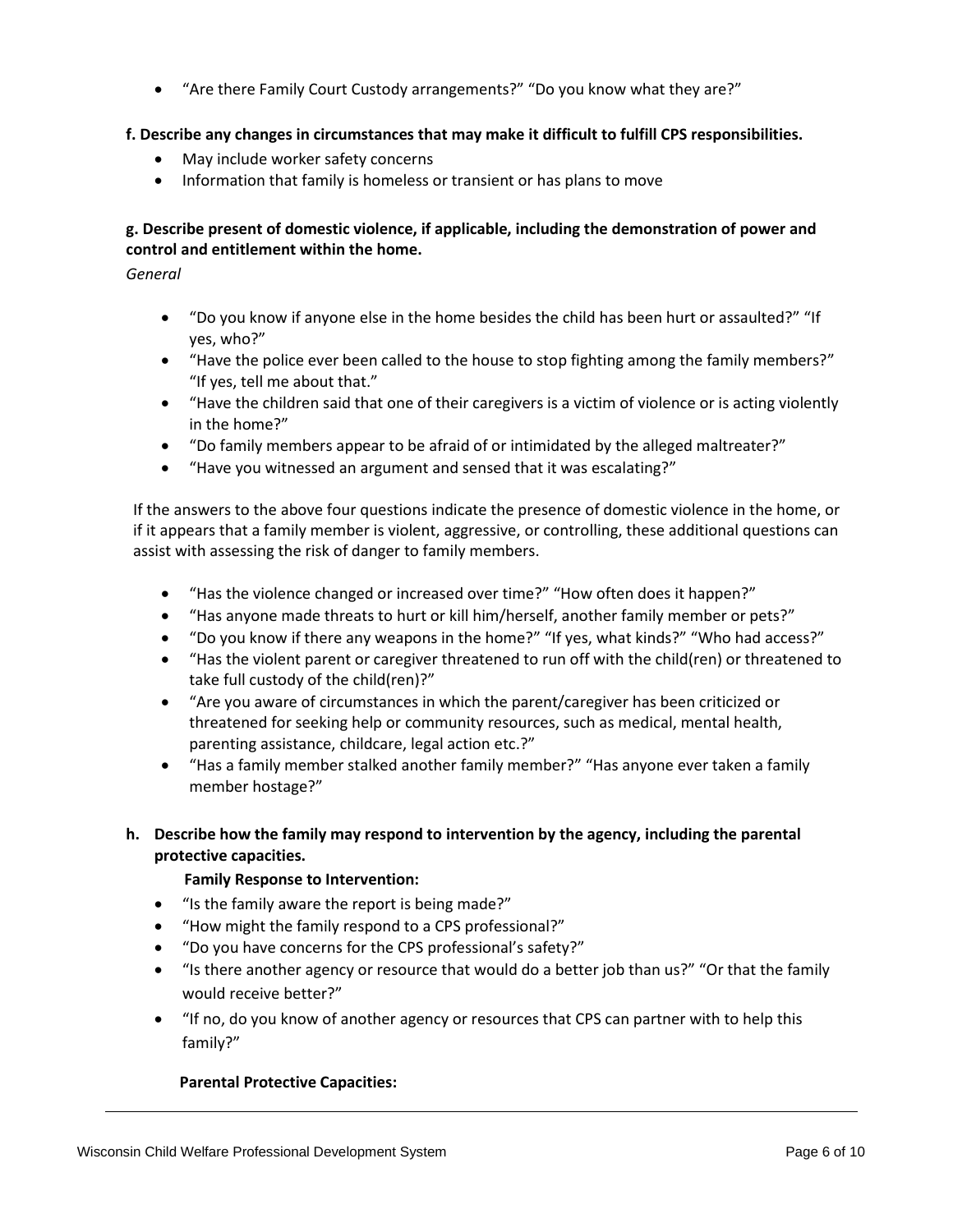- "Are there Family Court Custody arrangements?" "Do you know what they are?"

**f. Describe any changes in circumstances that may make it difficult to fulfill CPS responsibilities.**

- May include worker safety concerns
- Information that family is homeless or transient or has plans to move

**g. Describe present of domestic violence, if applicable, including the demonstration of power and control and entitlement within the home.**

*General*

- "Do you know if anyone else in the home besides the child has been hurt or assaulted?" "If yes, who?"
- "Have the police ever been called to the house to stop fighting among the family members?" "If yes, tell me about that."
- "Have the children said that one of their caregivers is a victim of violence or is acting violently in the home?"
- "Do family members appear to be afraid of or intimidated by the alleged maltreater?"
- "Have you witnessed an argument and sensed that it was escalating?"

If the answers to the above four questions indicate the presence of domestic violence in the home, or if it appears that a family member is violent, aggressive, or controlling, these additional questions can assist with assessing the risk of danger to family members.

- "Has the violence changed or increased over time?" "How often does it happen?"
- "Has anyone made threats to hurt or kill him/herself, another family member or pets?"
- "Do you know if there any weapons in the home?" "If yes, what kinds?" "Who had access?"
- "Has the violent parent or caregiver threatened to run off with the child(ren) or threatened to take full custody of the child(ren)?"
- "Are you aware of circumstances in which the parent/caregiver has been criticized or threatened for seeking help or community resources, such as medical, mental health, parenting assistance, childcare, legal action etc.?"
- "Has a family member stalked another family member?" "Has anyone ever taken a family member hostage?"

**h. Describe how the family may respond to intervention by the agency, including the parental protective capacities.**

**Family Response to Intervention:**

- "Is the family aware the report is being made?"
- "How might the family respond to a CPS professional?"
- "Do you have concerns for the CPS professional's safety?"
- "Is there another agency or resource that would do a better job than us?" "Or that the family would receive better?"
- "If no, do you know of another agency or resources that CPS can partner with to help this family?"

**Parental Protective Capacities:**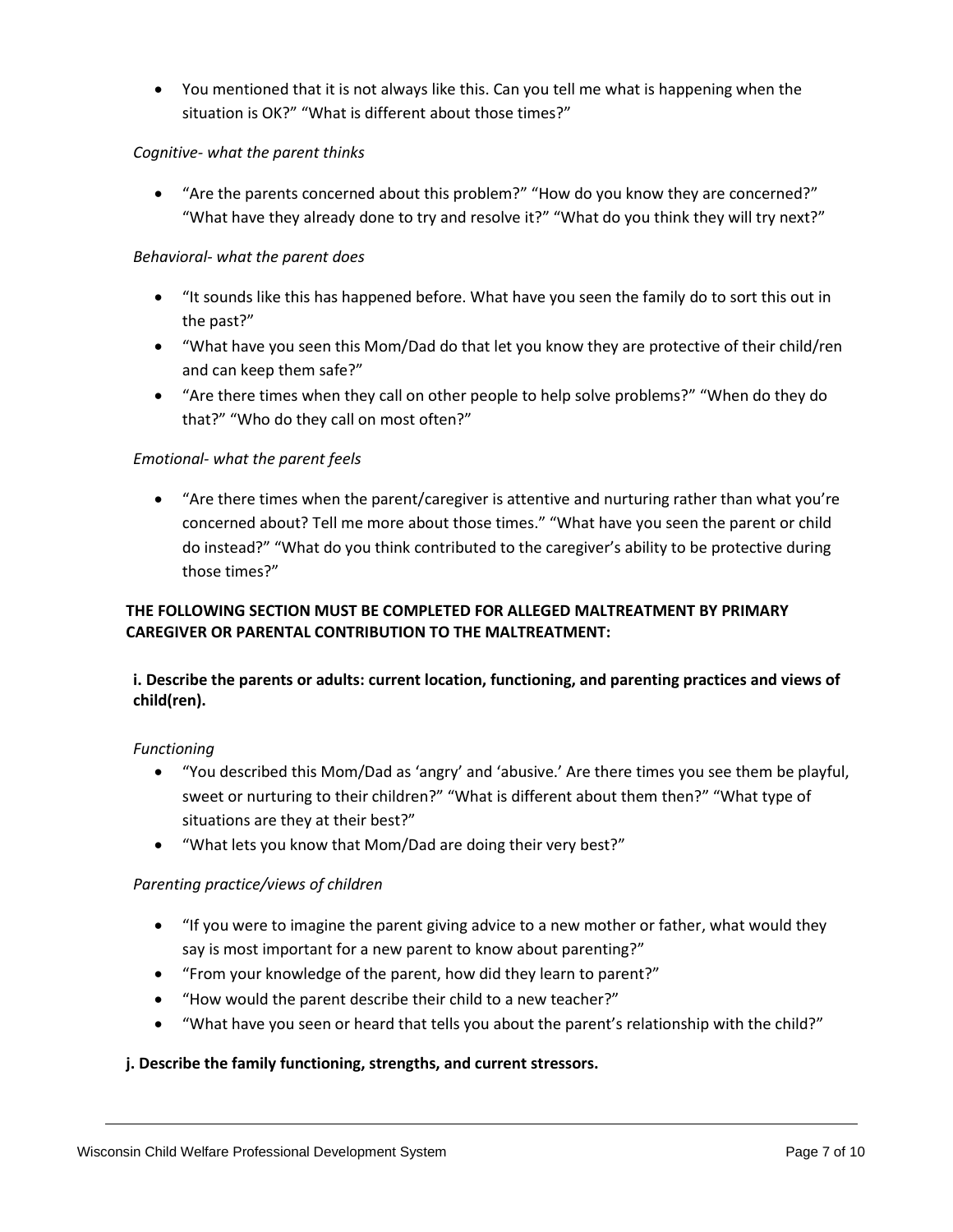- You mentioned that it is not always like this. Can you tell me what is happening when the situation is OK?" "What is different about those times?"

*Cognitive- what the parent thinks*

- "Are the parents concerned about this problem?" "How do you know they are concerned?" "What have they already done to try and resolve it?" "What do you think they will try next?"

*Behavioral- what the parent does*

- "It sounds like this has happened before. What have you seen the family do to sort this out in the past?"
- "What have you seen this Mom/Dad do that let you know they are protective of their child/ren and can keep them safe?"
- "Are there times when they call on other people to help solve problems?" "When do they do that?" "Who do they call on most often?"

*Emotional- what the parent feels*

- "Are there times when the parent/caregiver is attentive and nurturing rather than what you're concerned about? Tell me more about those times." "What have you seen the parent or child do instead?" "What do you think contributed to the caregiver's ability to be protective during those times?"

**THE FOLLOWING SECTION MUST BE COMPLETED FOR ALLEGED MALTREATMENT BY PRIMARY CAREGIVER OR PARENTAL CONTRIBUTION TO THE MALTREATMENT:**

**i. Describe the parents or adults: current location, functioning, and parenting practices and views of child(ren).**

*Functioning*

- "You described this Mom/Dad as 'angry' and 'abusive.' Are there times you see them be playful, sweet or nurturing to their children?" "What is different about them then?" "What type of situations are they at their best?"
- "What lets you know that Mom/Dad are doing their very best?"

*Parenting practice/views of children*

- "If you were to imagine the parent giving advice to a new mother or father, what would they say is most important for a new parent to know about parenting?"
- "From your knowledge of the parent, how did they learn to parent?"
- "How would the parent describe their child to a new teacher?"
- "What have you seen or heard that tells you about the parent's relationship with the child?"

**j. Describe the family functioning, strengths, and current stressors.**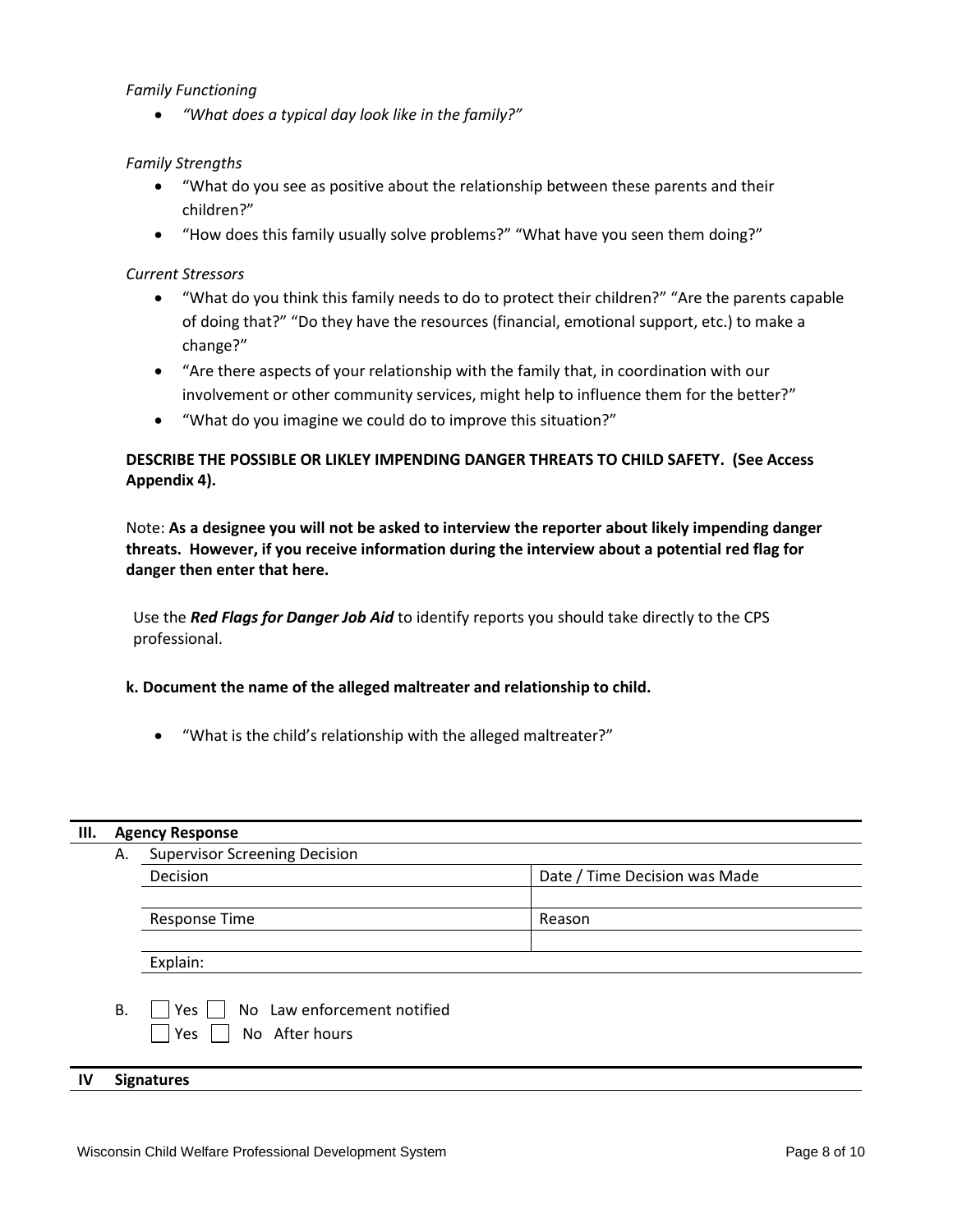*Family Functioning*

- *"What does a typical day look like in the family?"*

*Family Strengths*

- "What do you see as positive about the relationship between these parents and their children?"
- "How does this family usually solve problems?" "What have you seen them doing?"

*Current Stressors*

- "What do you think this family needs to do to protect their children?" "Are the parents capable of doing that?" "Do they have the resources (financial, emotional support, etc.) to make a change?"
- "Are there aspects of your relationship with the family that, in coordination with our involvement or other community services, might help to influence them for the better?"
- "What do you imagine we could do to improve this situation?"

**DESCRIBE THE POSSIBLE OR LIKLEY IMPENDING DANGER THREATS TO CHILD SAFETY. (See Access Appendix 4).**

Note: **As a designee you will not be asked to interview the reporter about likely impending danger threats. However, if you receive information during the interview about a potential red flag for danger then enter that here.**

Use the ***Red Flags for Danger Job Aid*** to identify reports you should take directly to the CPS professional.

**k. Document the name of the alleged maltreater and relationship to child.**

- "What is the child's relationship with the alleged maltreater?"

**III. Agency Response**

A. Supervisor Screening Decision

| Decision | Date / Time Decision was Made |
|---|---|
| | |
| Response Time | Reason |
| | |
| Explain: | |

B. ☐ Yes ☐ No Law enforcement notified
☐ Yes ☐ No After hours

**IV Signatures**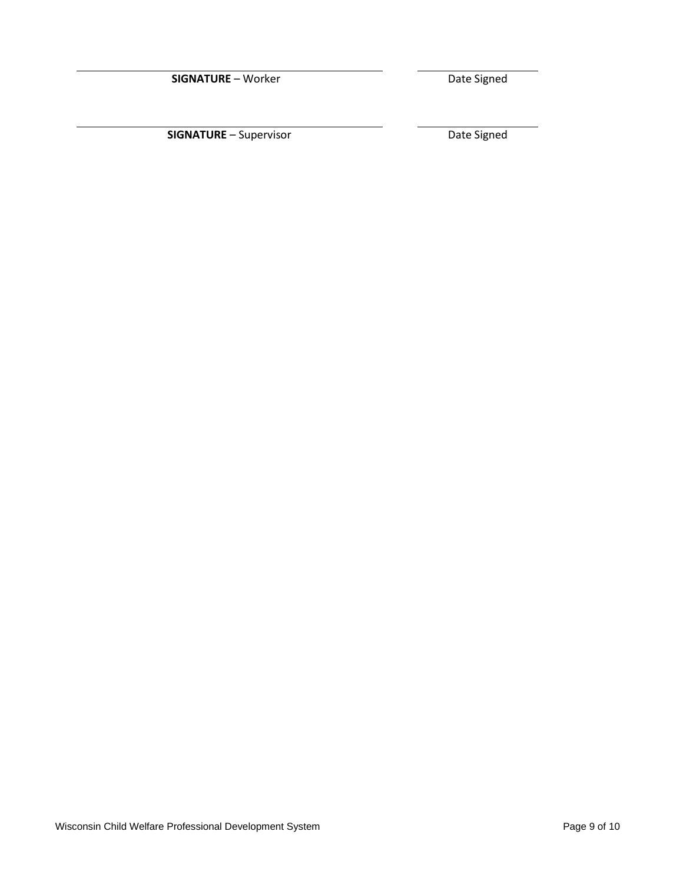______________________________ &nbsp;&nbsp;&nbsp;&nbsp; ______________

**SIGNATURE** – Worker &nbsp;&nbsp;&nbsp;&nbsp; Date Signed

______________________________ &nbsp;&nbsp;&nbsp;&nbsp; ______________

**SIGNATURE** – Supervisor &nbsp;&nbsp;&nbsp;&nbsp; Date Signed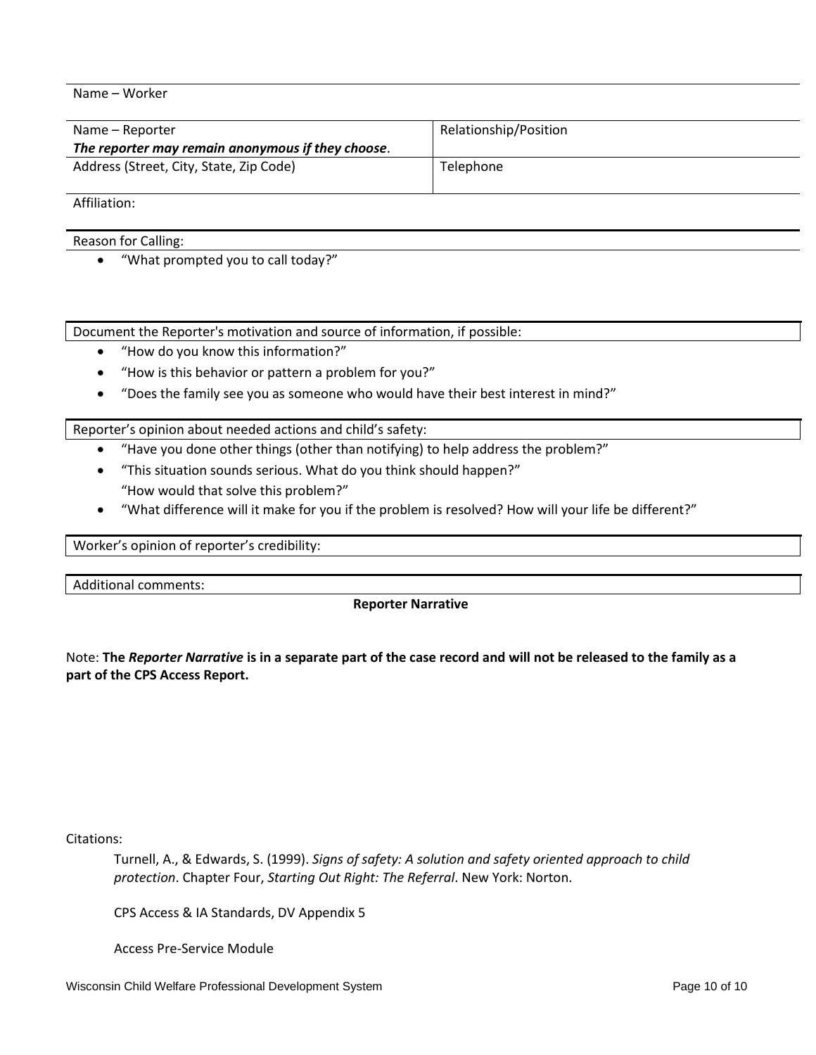Name – Worker

| | |
|---|---|
| Name – Reporter<br>***The reporter may remain anonymous if they choose*.** | Relationship/Position |
| Address (Street, City, State, Zip Code) | Telephone |

Affiliation:

Reason for Calling:

- "What prompted you to call today?"

Document the Reporter's motivation and source of information, if possible:

- "How do you know this information?"
- "How is this behavior or pattern a problem for you?"
- "Does the family see you as someone who would have their best interest in mind?"

Reporter's opinion about needed actions and child's safety:

- "Have you done other things (other than notifying) to help address the problem?"
- "This situation sounds serious. What do you think should happen?"
  "How would that solve this problem?"
- "What difference will it make for you if the problem is resolved? How will your life be different?"

Worker's opinion of reporter's credibility:

Additional comments:

**Reporter Narrative**

Note: **The *Reporter Narrative* is in a separate part of the case record and will not be released to the family as a part of the CPS Access Report.**

Citations:

Turnell, A., & Edwards, S. (1999). *Signs of safety: A solution and safety oriented approach to child protection*. Chapter Four, *Starting Out Right: The Referral*. New York: Norton.

CPS Access & IA Standards, DV Appendix 5

Access Pre-Service Module

Wisconsin Child Welfare Professional Development System